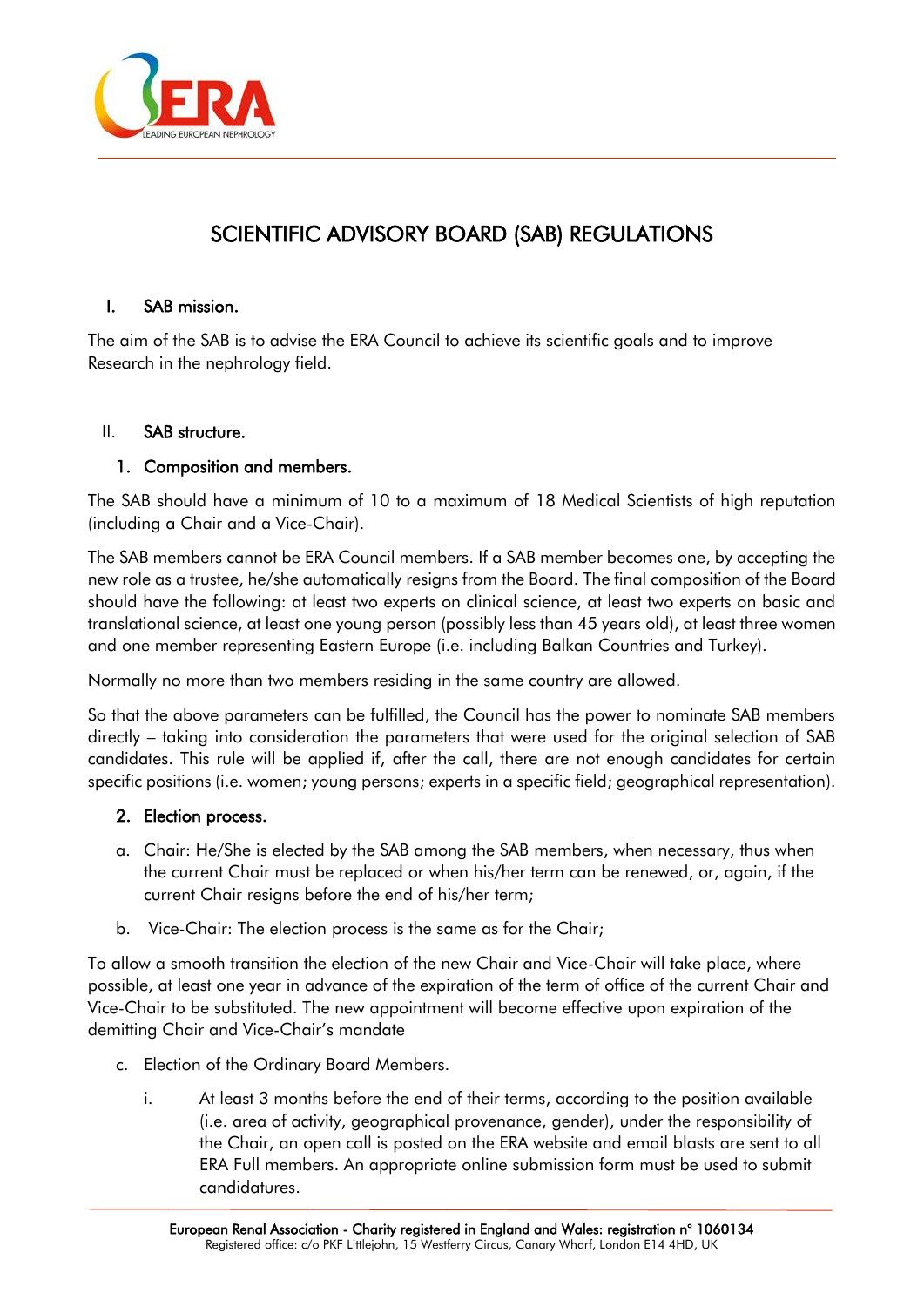# SCIENTIFIC ADVISORY BOARD (SAB) REGULATIONS

## I. SAB mission.

The aim of the SAB is to advise the ERA Council to achieve its scientific goals and to improve Research in the nephrology field.

## II. SAB structure.

### 1. Composition and members.

The SAB should have a minimum of 10 to a maximum of 18 Medical Scientists of high reputation (including a Chair and a Vice-Chair).

The SAB members cannot be ERA Council members. If a SAB member becomes one, by accepting the new role as a trustee, he/she automatically resigns from the Board. The final composition of the Board should have the following: at least two experts on clinical science, at least two experts on basic and translational science, at least one young person (possibly less than 45 years old), at least three women and one member representing Eastern Europe (i.e. including Balkan Countries and Turkey).

Normally no more than two members residing in the same country are allowed.

So that the above parameters can be fulfilled, the Council has the power to nominate SAB members directly – taking into consideration the parameters that were used for the original selection of SAB candidates. This rule will be applied if, after the call, there are not enough candidates for certain specific positions (i.e. women; young persons; experts in a specific field; geographical representation).

### 2. Election process.

a. Chair: He/She is elected by the SAB among the SAB members, when necessary, thus when the current Chair must be replaced or when his/her term can be renewed, or, again, if the current Chair resigns before the end of his/her term;

b. Vice-Chair: The election process is the same as for the Chair;

To allow a smooth transition the election of the new Chair and Vice-Chair will take place, where possible, at least one year in advance of the expiration of the term of office of the current Chair and Vice-Chair to be substituted. The new appointment will become effective upon expiration of the demitting Chair and Vice-Chair's mandate

c. Election of the Ordinary Board Members.

   i. At least 3 months before the end of their terms, according to the position available (i.e. area of activity, geographical provenance, gender), under the responsibility of the Chair, an open call is posted on the ERA website and email blasts are sent to all ERA Full members. An appropriate online submission form must be used to submit candidatures.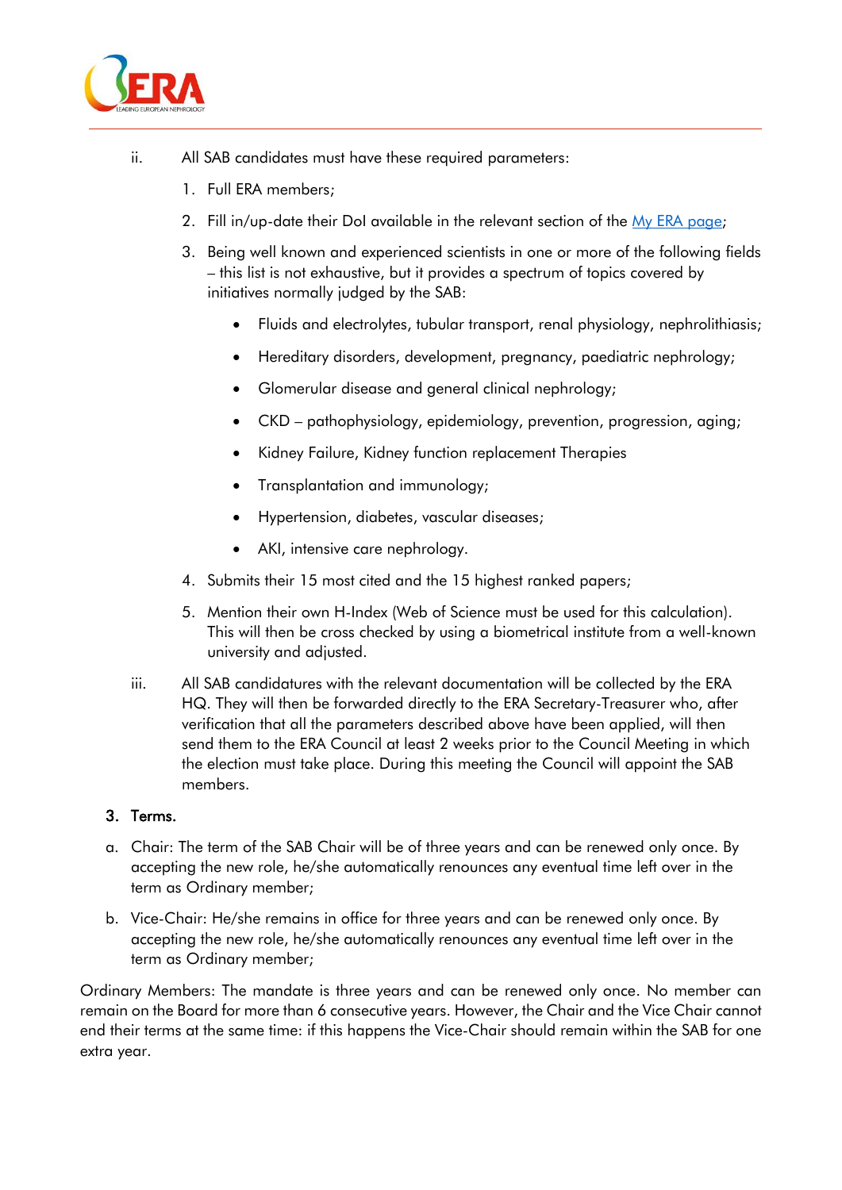ii. All SAB candidates must have these required parameters:

1. Full ERA members;
2. Fill in/up-date their DoI available in the relevant section of the [My ERA page](#);
3. Being well known and experienced scientists in one or more of the following fields – this list is not exhaustive, but it provides a spectrum of topics covered by initiatives normally judged by the SAB:
    - Fluids and electrolytes, tubular transport, renal physiology, nephrolithiasis;
    - Hereditary disorders, development, pregnancy, paediatric nephrology;
    - Glomerular disease and general clinical nephrology;
    - CKD – pathophysiology, epidemiology, prevention, progression, aging;
    - Kidney Failure, Kidney function replacement Therapies
    - Transplantation and immunology;
    - Hypertension, diabetes, vascular diseases;
    - AKI, intensive care nephrology.
4. Submits their 15 most cited and the 15 highest ranked papers;
5. Mention their own H-Index (Web of Science must be used for this calculation). This will then be cross checked by using a biometrical institute from a well-known university and adjusted.

iii. All SAB candidatures with the relevant documentation will be collected by the ERA HQ. They will then be forwarded directly to the ERA Secretary-Treasurer who, after verification that all the parameters described above have been applied, will then send them to the ERA Council at least 2 weeks prior to the Council Meeting in which the election must take place. During this meeting the Council will appoint the SAB members.

**3. Terms.**

a. Chair: The term of the SAB Chair will be of three years and can be renewed only once. By accepting the new role, he/she automatically renounces any eventual time left over in the term as Ordinary member;

b. Vice-Chair: He/she remains in office for three years and can be renewed only once. By accepting the new role, he/she automatically renounces any eventual time left over in the term as Ordinary member;

Ordinary Members: The mandate is three years and can be renewed only once. No member can remain on the Board for more than 6 consecutive years. However, the Chair and the Vice Chair cannot end their terms at the same time: if this happens the Vice-Chair should remain within the SAB for one extra year.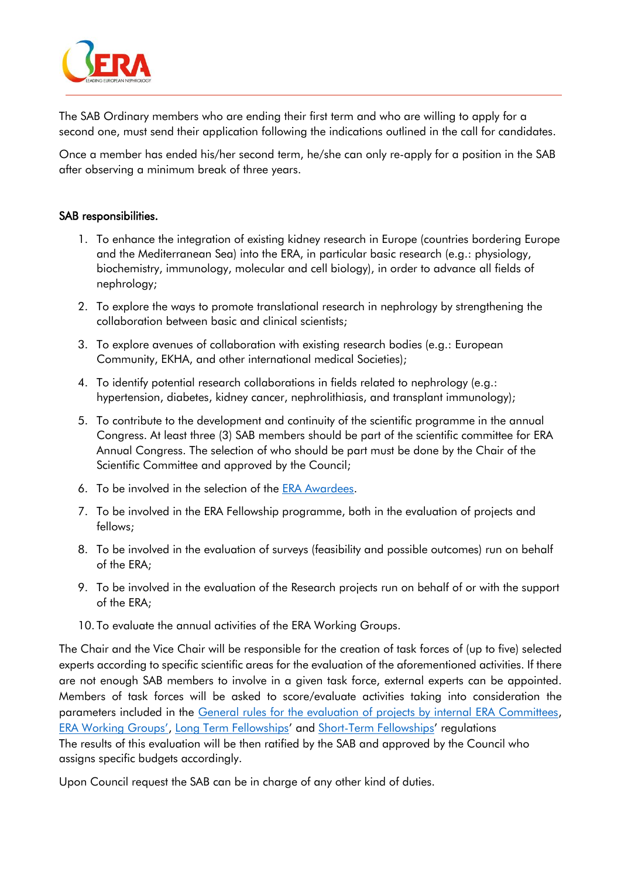The SAB Ordinary members who are ending their first term and who are willing to apply for a second one, must send their application following the indications outlined in the call for candidates.

Once a member has ended his/her second term, he/she can only re-apply for a position in the SAB after observing a minimum break of three years.

## SAB responsibilities.

1. To enhance the integration of existing kidney research in Europe (countries bordering Europe and the Mediterranean Sea) into the ERA, in particular basic research (e.g.: physiology, biochemistry, immunology, molecular and cell biology), in order to advance all fields of nephrology;
2. To explore the ways to promote translational research in nephrology by strengthening the collaboration between basic and clinical scientists;
3. To explore avenues of collaboration with existing research bodies (e.g.: European Community, EKHA, and other international medical Societies);
4. To identify potential research collaborations in fields related to nephrology (e.g.: hypertension, diabetes, kidney cancer, nephrolithiasis, and transplant immunology);
5. To contribute to the development and continuity of the scientific programme in the annual Congress. At least three (3) SAB members should be part of the scientific committee for ERA Annual Congress. The selection of who should be part must be done by the Chair of the Scientific Committee and approved by the Council;
6. To be involved in the selection of the ERA Awardees.
7. To be involved in the ERA Fellowship programme, both in the evaluation of projects and fellows;
8. To be involved in the evaluation of surveys (feasibility and possible outcomes) run on behalf of the ERA;
9. To be involved in the evaluation of the Research projects run on behalf of or with the support of the ERA;
10. To evaluate the annual activities of the ERA Working Groups.

The Chair and the Vice Chair will be responsible for the creation of task forces of (up to five) selected experts according to specific scientific areas for the evaluation of the aforementioned activities. If there are not enough SAB members to involve in a given task force, external experts can be appointed. Members of task forces will be asked to score/evaluate activities taking into consideration the parameters included in the General rules for the evaluation of projects by internal ERA Committees, ERA Working Groups', Long Term Fellowships' and Short-Term Fellowships' regulations
The results of this evaluation will be then ratified by the SAB and approved by the Council who assigns specific budgets accordingly.

Upon Council request the SAB can be in charge of any other kind of duties.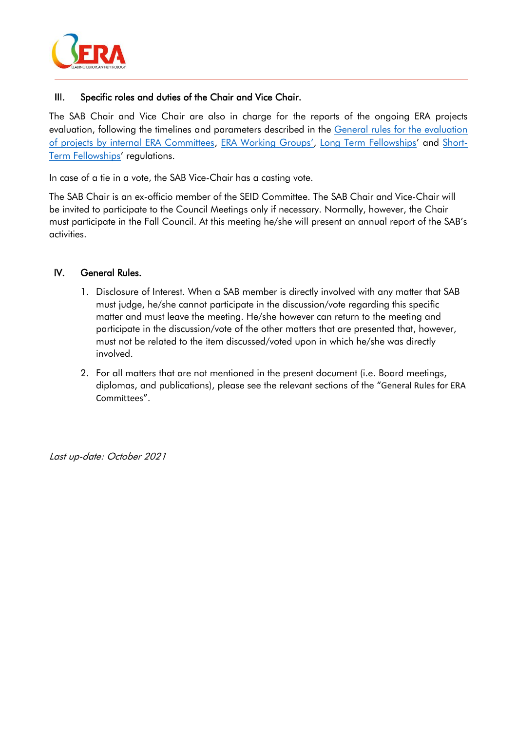## III. Specific roles and duties of the Chair and Vice Chair.

The SAB Chair and Vice Chair are also in charge for the reports of the ongoing ERA projects evaluation, following the timelines and parameters described in the General rules for the evaluation of projects by internal ERA Committees, ERA Working Groups', Long Term Fellowships' and Short-Term Fellowships' regulations.

In case of a tie in a vote, the SAB Vice-Chair has a casting vote.

The SAB Chair is an ex-officio member of the SEID Committee. The SAB Chair and Vice-Chair will be invited to participate to the Council Meetings only if necessary. Normally, however, the Chair must participate in the Fall Council. At this meeting he/she will present an annual report of the SAB's activities.

## IV. General Rules.

1. Disclosure of Interest. When a SAB member is directly involved with any matter that SAB must judge, he/she cannot participate in the discussion/vote regarding this specific matter and must leave the meeting. He/she however can return to the meeting and participate in the discussion/vote of the other matters that are presented that, however, must not be related to the item discussed/voted upon in which he/she was directly involved.
2. For all matters that are not mentioned in the present document (i.e. Board meetings, diplomas, and publications), please see the relevant sections of the "General Rules for ERA Committees".

*Last up-date: October 2021*